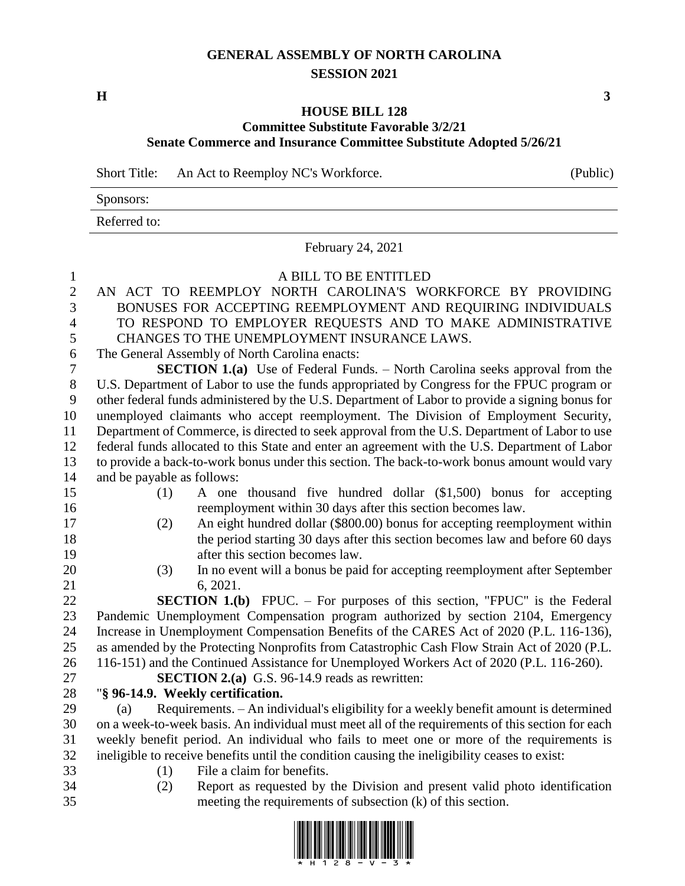# GENERAL ASSEMBLY OF NORTH CAROLINA
## SESSION 2021

**H** **3**

### HOUSE BILL 128
### Committee Substitute Favorable 3/2/21
### Senate Commerce and Insurance Committee Substitute Adopted 5/26/21

Short Title: An Act to Reemploy NC's Workforce. (Public)

Sponsors:

Referred to:

February 24, 2021

A BILL TO BE ENTITLED

AN ACT TO REEMPLOY NORTH CAROLINA'S WORKFORCE BY PROVIDING BONUSES FOR ACCEPTING REEMPLOYMENT AND REQUIRING INDIVIDUALS TO RESPOND TO EMPLOYER REQUESTS AND TO MAKE ADMINISTRATIVE CHANGES TO THE UNEMPLOYMENT INSURANCE LAWS.

The General Assembly of North Carolina enacts:

**SECTION 1.(a)** Use of Federal Funds. – North Carolina seeks approval from the U.S. Department of Labor to use the funds appropriated by Congress for the FPUC program or other federal funds administered by the U.S. Department of Labor to provide a signing bonus for unemployed claimants who accept reemployment. The Division of Employment Security, Department of Commerce, is directed to seek approval from the U.S. Department of Labor to use federal funds allocated to this State and enter an agreement with the U.S. Department of Labor to provide a back-to-work bonus under this section. The back-to-work bonus amount would vary and be payable as follows:

(1) A one thousand five hundred dollar ($1,500) bonus for accepting reemployment within 30 days after this section becomes law.

(2) An eight hundred dollar ($800.00) bonus for accepting reemployment within the period starting 30 days after this section becomes law and before 60 days after this section becomes law.

(3) In no event will a bonus be paid for accepting reemployment after September 6, 2021.

**SECTION 1.(b)** FPUC. – For purposes of this section, "FPUC" is the Federal Pandemic Unemployment Compensation program authorized by section 2104, Emergency Increase in Unemployment Compensation Benefits of the CARES Act of 2020 (P.L. 116-136), as amended by the Protecting Nonprofits from Catastrophic Cash Flow Strain Act of 2020 (P.L. 116-151) and the Continued Assistance for Unemployed Workers Act of 2020 (P.L. 116-260).

**SECTION 2.(a)** G.S. 96-14.9 reads as rewritten:

"**§ 96-14.9. Weekly certification.**

(a) Requirements. – An individual's eligibility for a weekly benefit amount is determined on a week-to-week basis. An individual must meet all of the requirements of this section for each weekly benefit period. An individual who fails to meet one or more of the requirements is ineligible to receive benefits until the condition causing the ineligibility ceases to exist:

(1) File a claim for benefits.

(2) Report as requested by the Division and present valid photo identification meeting the requirements of subsection (k) of this section.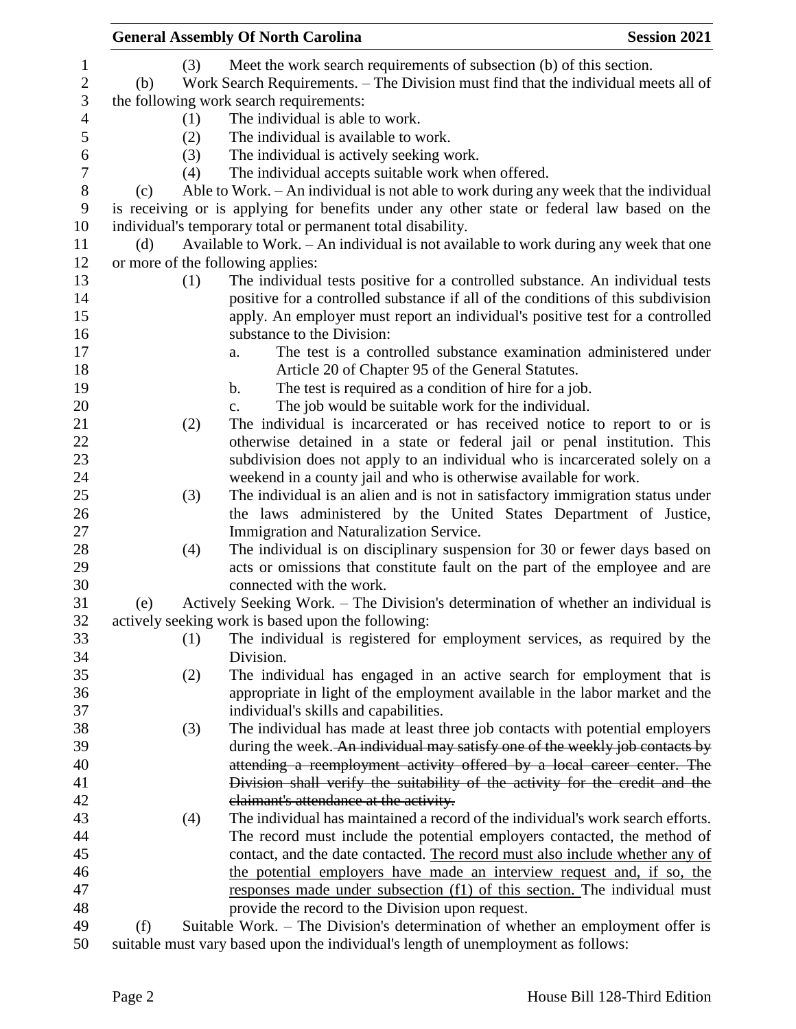(3) Meet the work search requirements of subsection (b) of this section.

(b) Work Search Requirements. – The Division must find that the individual meets all of the following work search requirements:

(1) The individual is able to work.

(2) The individual is available to work.

(3) The individual is actively seeking work.

(4) The individual accepts suitable work when offered.

(c) Able to Work. – An individual is not able to work during any week that the individual is receiving or is applying for benefits under any other state or federal law based on the individual's temporary total or permanent total disability.

(d) Available to Work. – An individual is not available to work during any week that one or more of the following applies:

(1) The individual tests positive for a controlled substance. An individual tests positive for a controlled substance if all of the conditions of this subdivision apply. An employer must report an individual's positive test for a controlled substance to the Division:

a. The test is a controlled substance examination administered under Article 20 of Chapter 95 of the General Statutes.

b. The test is required as a condition of hire for a job.

c. The job would be suitable work for the individual.

(2) The individual is incarcerated or has received notice to report to or is otherwise detained in a state or federal jail or penal institution. This subdivision does not apply to an individual who is incarcerated solely on a weekend in a county jail and who is otherwise available for work.

(3) The individual is an alien and is not in satisfactory immigration status under the laws administered by the United States Department of Justice, Immigration and Naturalization Service.

(4) The individual is on disciplinary suspension for 30 or fewer days based on acts or omissions that constitute fault on the part of the employee and are connected with the work.

(e) Actively Seeking Work. – The Division's determination of whether an individual is actively seeking work is based upon the following:

(1) The individual is registered for employment services, as required by the Division.

(2) The individual has engaged in an active search for employment that is appropriate in light of the employment available in the labor market and the individual's skills and capabilities.

(3) The individual has made at least three job contacts with potential employers during the week. ~~An individual may satisfy one of the weekly job contacts by attending a reemployment activity offered by a local career center. The Division shall verify the suitability of the activity for the credit and the claimant's attendance at the activity.~~

(4) The individual has maintained a record of the individual's work search efforts. The record must include the potential employers contacted, the method of contact, and the date contacted. <u>The record must also include whether any of the potential employers have made an interview request and, if so, the responses made under subsection (f1) of this section.</u> The individual must provide the record to the Division upon request.

(f) Suitable Work. – The Division's determination of whether an employment offer is suitable must vary based upon the individual's length of unemployment as follows: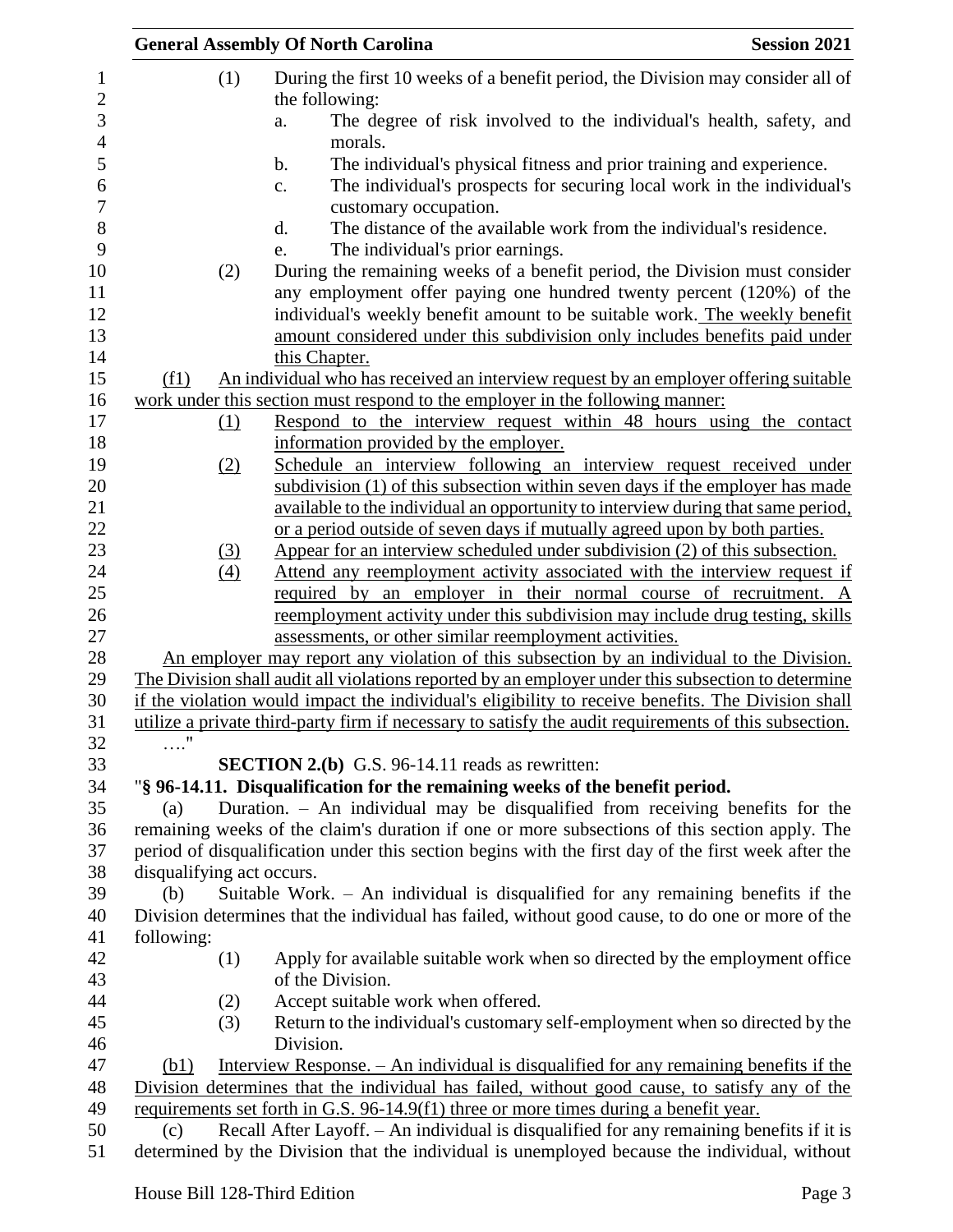(1) During the first 10 weeks of a benefit period, the Division may consider all of the following:

a. The degree of risk involved to the individual's health, safety, and morals.

b. The individual's physical fitness and prior training and experience.

c. The individual's prospects for securing local work in the individual's customary occupation.

d. The distance of the available work from the individual's residence.

e. The individual's prior earnings.

(2) During the remaining weeks of a benefit period, the Division must consider any employment offer paying one hundred twenty percent (120%) of the individual's weekly benefit amount to be suitable work. The weekly benefit amount considered under this subdivision only includes benefits paid under this Chapter.

(f1) An individual who has received an interview request by an employer offering suitable work under this section must respond to the employer in the following manner:

(1) Respond to the interview request within 48 hours using the contact information provided by the employer.

(2) Schedule an interview following an interview request received under subdivision (1) of this subsection within seven days if the employer has made available to the individual an opportunity to interview during that same period, or a period outside of seven days if mutually agreed upon by both parties.

(3) Appear for an interview scheduled under subdivision (2) of this subsection.

(4) Attend any reemployment activity associated with the interview request if required by an employer in their normal course of recruitment. A reemployment activity under this subdivision may include drug testing, skills assessments, or other similar reemployment activities.

An employer may report any violation of this subsection by an individual to the Division. The Division shall audit all violations reported by an employer under this subsection to determine if the violation would impact the individual's eligibility to receive benefits. The Division shall utilize a private third-party firm if necessary to satisfy the audit requirements of this subsection.

…."

**SECTION 2.(b)** G.S. 96-14.11 reads as rewritten:

"**§ 96-14.11. Disqualification for the remaining weeks of the benefit period.**

(a) Duration. – An individual may be disqualified from receiving benefits for the remaining weeks of the claim's duration if one or more subsections of this section apply. The period of disqualification under this section begins with the first day of the first week after the disqualifying act occurs.

(b) Suitable Work. – An individual is disqualified for any remaining benefits if the Division determines that the individual has failed, without good cause, to do one or more of the following:

(1) Apply for available suitable work when so directed by the employment office of the Division.

(2) Accept suitable work when offered.

(3) Return to the individual's customary self-employment when so directed by the Division.

(b1) Interview Response. – An individual is disqualified for any remaining benefits if the Division determines that the individual has failed, without good cause, to satisfy any of the requirements set forth in G.S. 96-14.9(f1) three or more times during a benefit year.

(c) Recall After Layoff. – An individual is disqualified for any remaining benefits if it is determined by the Division that the individual is unemployed because the individual, without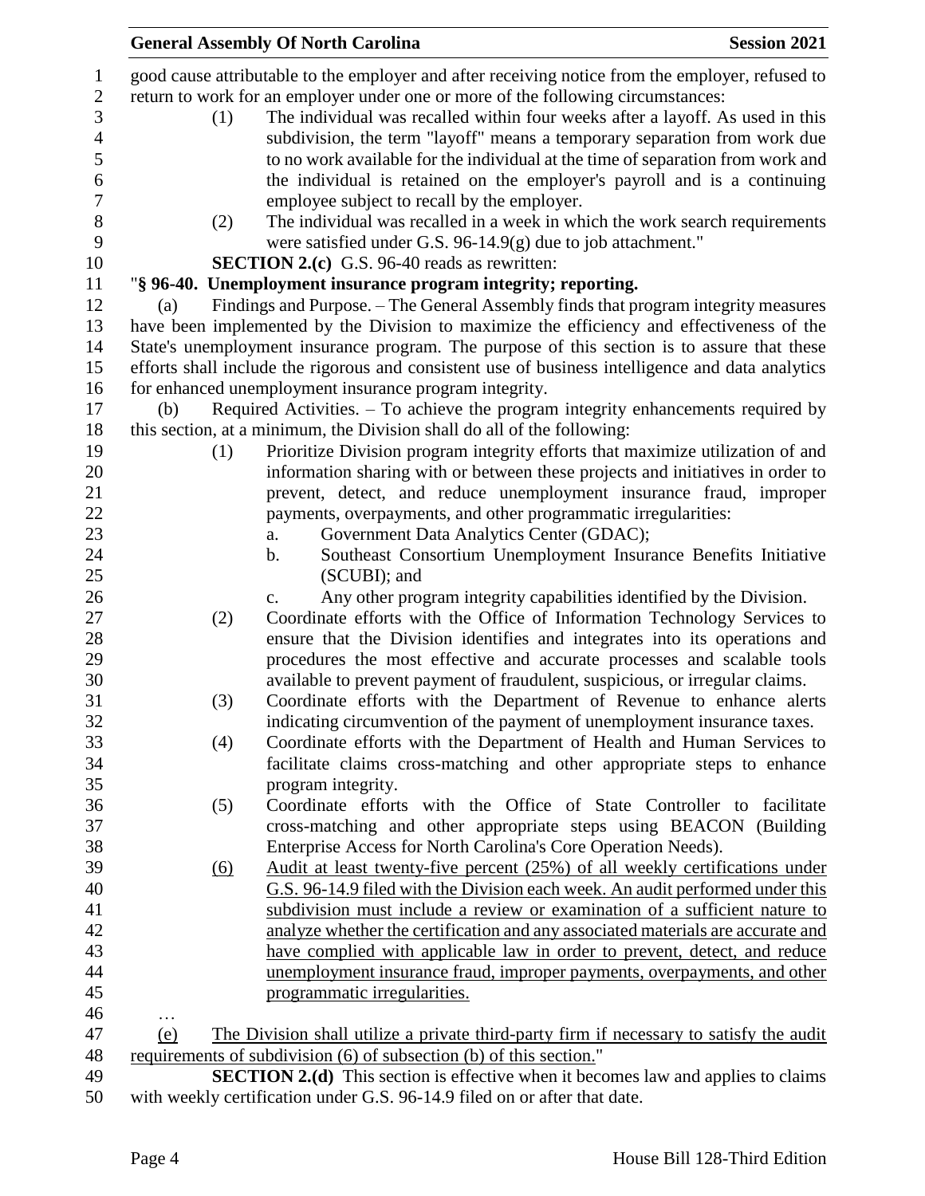good cause attributable to the employer and after receiving notice from the employer, refused to return to work for an employer under one or more of the following circumstances:

(1) The individual was recalled within four weeks after a layoff. As used in this subdivision, the term "layoff" means a temporary separation from work due to no work available for the individual at the time of separation from work and the individual is retained on the employer's payroll and is a continuing employee subject to recall by the employer.

(2) The individual was recalled in a week in which the work search requirements were satisfied under G.S. 96-14.9(g) due to job attachment."

**SECTION 2.(c)** G.S. 96-40 reads as rewritten:

"**§ 96-40. Unemployment insurance program integrity; reporting.**

(a) Findings and Purpose. – The General Assembly finds that program integrity measures have been implemented by the Division to maximize the efficiency and effectiveness of the State's unemployment insurance program. The purpose of this section is to assure that these efforts shall include the rigorous and consistent use of business intelligence and data analytics for enhanced unemployment insurance program integrity.

(b) Required Activities. – To achieve the program integrity enhancements required by this section, at a minimum, the Division shall do all of the following:

(1) Prioritize Division program integrity efforts that maximize utilization of and information sharing with or between these projects and initiatives in order to prevent, detect, and reduce unemployment insurance fraud, improper payments, overpayments, and other programmatic irregularities:

a. Government Data Analytics Center (GDAC);

b. Southeast Consortium Unemployment Insurance Benefits Initiative (SCUBI); and

c. Any other program integrity capabilities identified by the Division.

(2) Coordinate efforts with the Office of Information Technology Services to ensure that the Division identifies and integrates into its operations and procedures the most effective and accurate processes and scalable tools available to prevent payment of fraudulent, suspicious, or irregular claims.

(3) Coordinate efforts with the Department of Revenue to enhance alerts indicating circumvention of the payment of unemployment insurance taxes.

(4) Coordinate efforts with the Department of Health and Human Services to facilitate claims cross-matching and other appropriate steps to enhance program integrity.

(5) Coordinate efforts with the Office of State Controller to facilitate cross-matching and other appropriate steps using BEACON (Building Enterprise Access for North Carolina's Core Operation Needs).

<u>(6)</u> <u>Audit at least twenty-five percent (25%) of all weekly certifications under G.S. 96-14.9 filed with the Division each week. An audit performed under this subdivision must include a review or examination of a sufficient nature to analyze whether the certification and any associated materials are accurate and have complied with applicable law in order to prevent, detect, and reduce unemployment insurance fraud, improper payments, overpayments, and other programmatic irregularities.</u>

…

<u>(e)</u> <u>The Division shall utilize a private third-party firm if necessary to satisfy the audit requirements of subdivision (6) of subsection (b) of this section.</u>"

**SECTION 2.(d)** This section is effective when it becomes law and applies to claims with weekly certification under G.S. 96-14.9 filed on or after that date.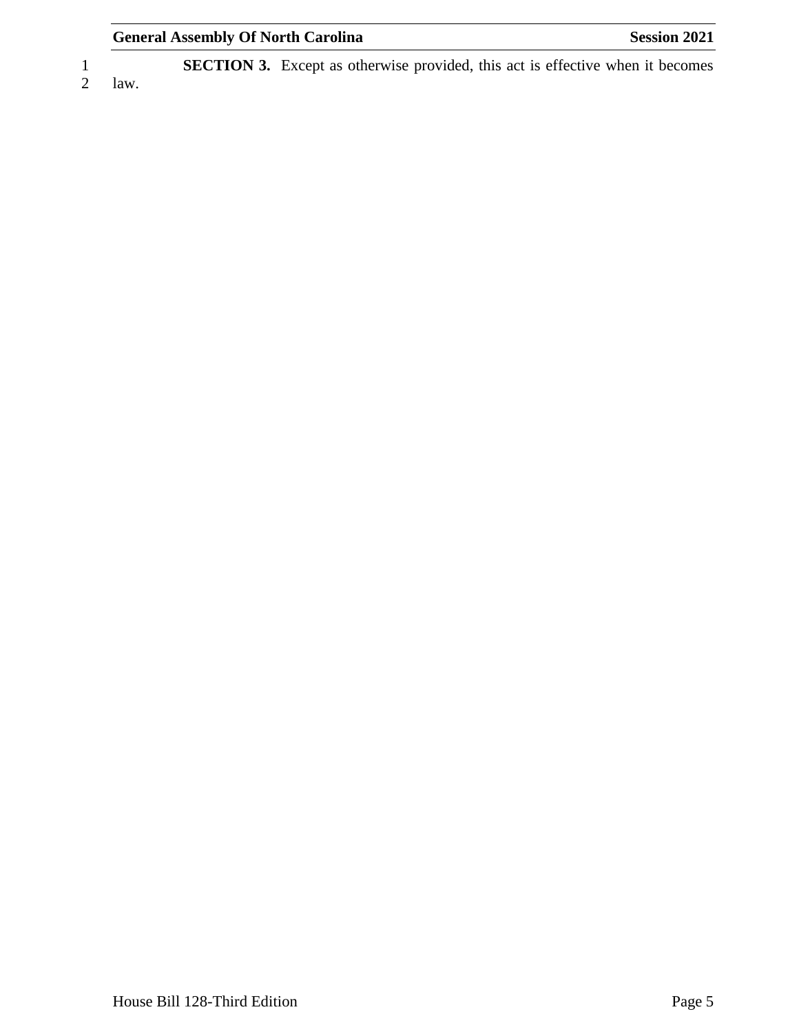**SECTION 3.** Except as otherwise provided, this act is effective when it becomes law.